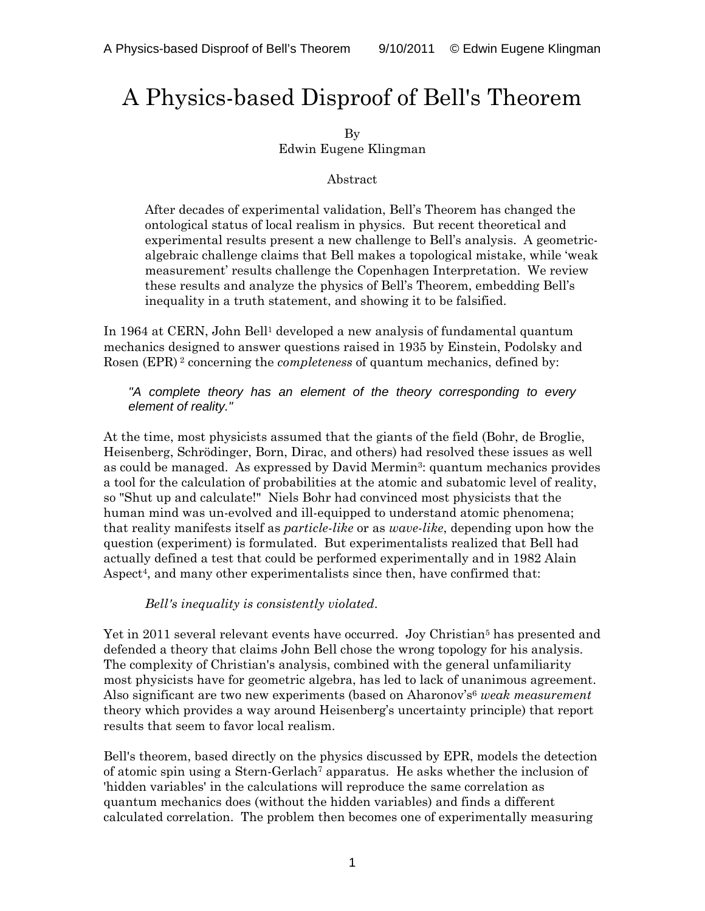# A Physics-based Disproof of Bell's Theorem

By
Edwin Eugene Klingman

Abstract

> After decades of experimental validation, Bell's Theorem has changed the ontological status of local realism in physics. But recent theoretical and experimental results present a new challenge to Bell's analysis. A geometric-algebraic challenge claims that Bell makes a topological mistake, while 'weak measurement' results challenge the Copenhagen Interpretation. We review these results and analyze the physics of Bell's Theorem, embedding Bell's inequality in a truth statement, and showing it to be falsified.

In 1964 at CERN, John Bell[1] developed a new analysis of fundamental quantum mechanics designed to answer questions raised in 1935 by Einstein, Podolsky and Rosen (EPR)[2] concerning the *completeness* of quantum mechanics, defined by:

> *"A complete theory has an element of the theory corresponding to every element of reality."*

At the time, most physicists assumed that the giants of the field (Bohr, de Broglie, Heisenberg, Schrödinger, Born, Dirac, and others) had resolved these issues as well as could be managed. As expressed by David Mermin[3]: quantum mechanics provides a tool for the calculation of probabilities at the atomic and subatomic level of reality, so "Shut up and calculate!" Niels Bohr had convinced most physicists that the human mind was un-evolved and ill-equipped to understand atomic phenomena; that reality manifests itself as *particle-like* or as *wave-like*, depending upon how the question (experiment) is formulated. But experimentalists realized that Bell had actually defined a test that could be performed experimentally and in 1982 Alain Aspect[4], and many other experimentalists since then, have confirmed that:

> *Bell's inequality is consistently violated*.

Yet in 2011 several relevant events have occurred. Joy Christian[5] has presented and defended a theory that claims John Bell chose the wrong topology for his analysis. The complexity of Christian's analysis, combined with the general unfamiliarity most physicists have for geometric algebra, has led to lack of unanimous agreement. Also significant are two new experiments (based on Aharonov's[6] *weak measurement* theory which provides a way around Heisenberg's uncertainty principle) that report results that seem to favor local realism.

Bell's theorem, based directly on the physics discussed by EPR, models the detection of atomic spin using a Stern-Gerlach[7] apparatus. He asks whether the inclusion of 'hidden variables' in the calculations will reproduce the same correlation as quantum mechanics does (without the hidden variables) and finds a different calculated correlation. The problem then becomes one of experimentally measuring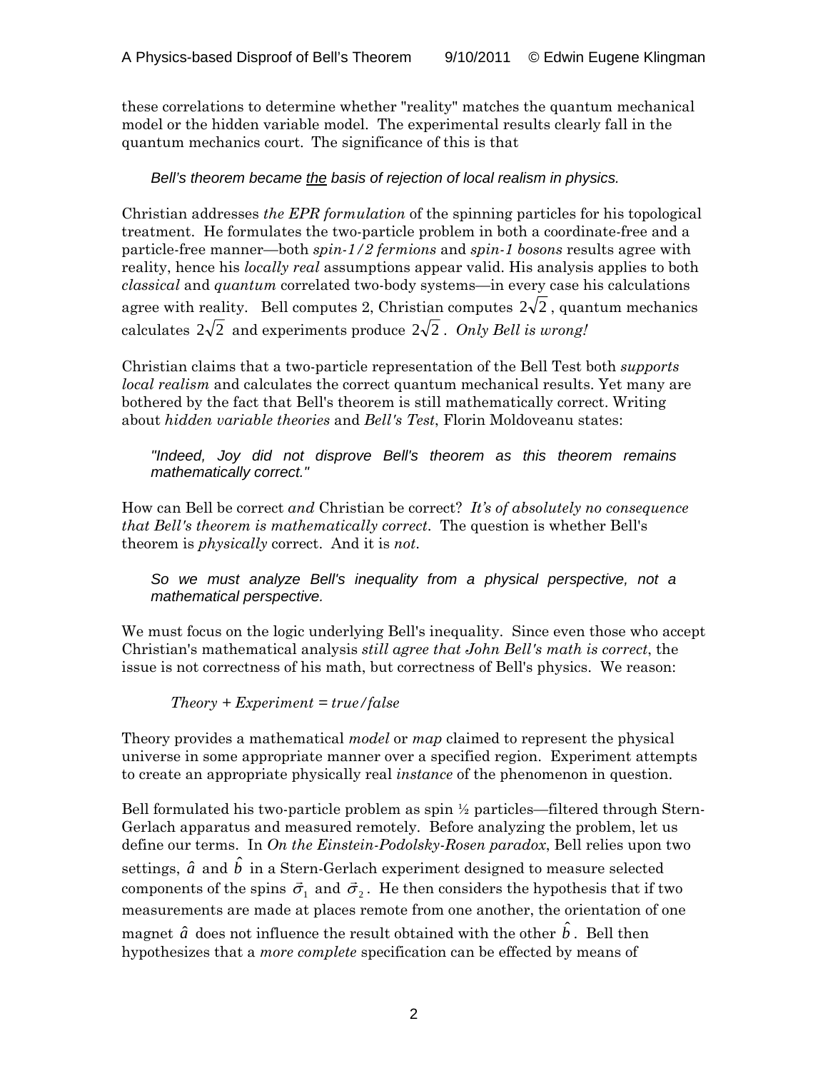these correlations to determine whether "reality" matches the quantum mechanical model or the hidden variable model. The experimental results clearly fall in the quantum mechanics court. The significance of this is that

> *Bell's theorem became the basis of rejection of local realism in physics.*

Christian addresses *the EPR formulation* of the spinning particles for his topological treatment. He formulates the two-particle problem in both a coordinate-free and a particle-free manner—both *spin-1/2 fermions* and *spin-1 bosons* results agree with reality, hence his *locally real* assumptions appear valid. His analysis applies to both *classical* and *quantum* correlated two-body systems—in every case his calculations agree with reality. Bell computes 2, Christian computes $2\sqrt{2}$, quantum mechanics calculates $2\sqrt{2}$ and experiments produce $2\sqrt{2}$. *Only Bell is wrong!*

Christian claims that a two-particle representation of the Bell Test both *supports local realism* and calculates the correct quantum mechanical results. Yet many are bothered by the fact that Bell's theorem is still mathematically correct. Writing about *hidden variable theories* and *Bell's Test*, Florin Moldoveanu states:

> *"Indeed, Joy did not disprove Bell's theorem as this theorem remains mathematically correct."*

How can Bell be correct *and* Christian be correct? *It's of absolutely no consequence that Bell's theorem is mathematically correct.* The question is whether Bell's theorem is *physically* correct. And it is *not*.

> *So we must analyze Bell's inequality from a physical perspective, not a mathematical perspective.*

We must focus on the logic underlying Bell's inequality. Since even those who accept Christian's mathematical analysis *still agree that John Bell's math is correct*, the issue is not correctness of his math, but correctness of Bell's physics. We reason:

$$Theory + Experiment = true/false$$

Theory provides a mathematical *model* or *map* claimed to represent the physical universe in some appropriate manner over a specified region. Experiment attempts to create an appropriate physically real *instance* of the phenomenon in question.

Bell formulated his two-particle problem as spin ½ particles—filtered through Stern-Gerlach apparatus and measured remotely. Before analyzing the problem, let us define our terms. In *On the Einstein-Podolsky-Rosen paradox*, Bell relies upon two settings, $\hat{a}$ and $\hat{b}$ in a Stern-Gerlach experiment designed to measure selected components of the spins $\vec{\sigma}_1$ and $\vec{\sigma}_2$. He then considers the hypothesis that if two measurements are made at places remote from one another, the orientation of one magnet $\hat{a}$ does not influence the result obtained with the other $\hat{b}$. Bell then hypothesizes that a *more complete* specification can be effected by means of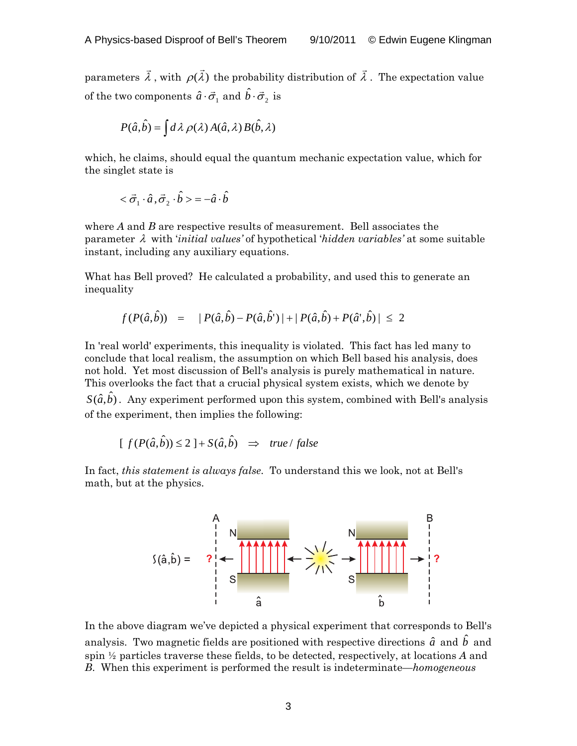parameters $\vec{\lambda}$, with $\rho(\vec{\lambda})$ the probability distribution of $\vec{\lambda}$. The expectation value of the two components $\hat{a}\cdot\vec{\sigma}_1$ and $\hat{b}\cdot\vec{\sigma}_2$ is

$$P(\hat{a},\hat{b}) = \int d\lambda\, \rho(\lambda)\, A(\hat{a},\lambda)\, B(\hat{b},\lambda)$$

which, he claims, should equal the quantum mechanic expectation value, which for the singlet state is

$$<\vec{\sigma}_1\cdot\hat{a}, \vec{\sigma}_2\cdot\hat{b}> = -\hat{a}\cdot\hat{b}$$

where *A* and *B* are respective results of measurement. Bell associates the parameter $\lambda$ with '*initial values'* of hypothetical '*hidden variables'* at some suitable instant, including any auxiliary equations.

What has Bell proved? He calculated a probability, and used this to generate an inequality

$$f(P(\hat{a},\hat{b})) \quad = \quad |P(\hat{a},\hat{b}) - P(\hat{a},\hat{b}')| + |P(\hat{a},\hat{b}) + P(\hat{a}',\hat{b})| \;\leq\; 2$$

In 'real world' experiments, this inequality is violated. This fact has led many to conclude that local realism, the assumption on which Bell based his analysis, does not hold. Yet most discussion of Bell's analysis is purely mathematical in nature. This overlooks the fact that a crucial physical system exists, which we denote by $S(\hat{a},\hat{b})$. Any experiment performed upon this system, combined with Bell's analysis of the experiment, then implies the following:

$$[\; f(P(\hat{a},\hat{b})) \leq 2 \;] + S(\hat{a},\hat{b}) \quad \Rightarrow \quad \textit{true / false}$$

In fact, *this statement is always false*. To understand this we look, not at Bell's math, but at the physics.

In the above diagram we've depicted a physical experiment that corresponds to Bell's analysis. Two magnetic fields are positioned with respective directions $\hat{a}$ and $\hat{b}$ and spin ½ particles traverse these fields, to be detected, respectively, at locations *A* and *B*. When this experiment is performed the result is indeterminate—*homogeneous*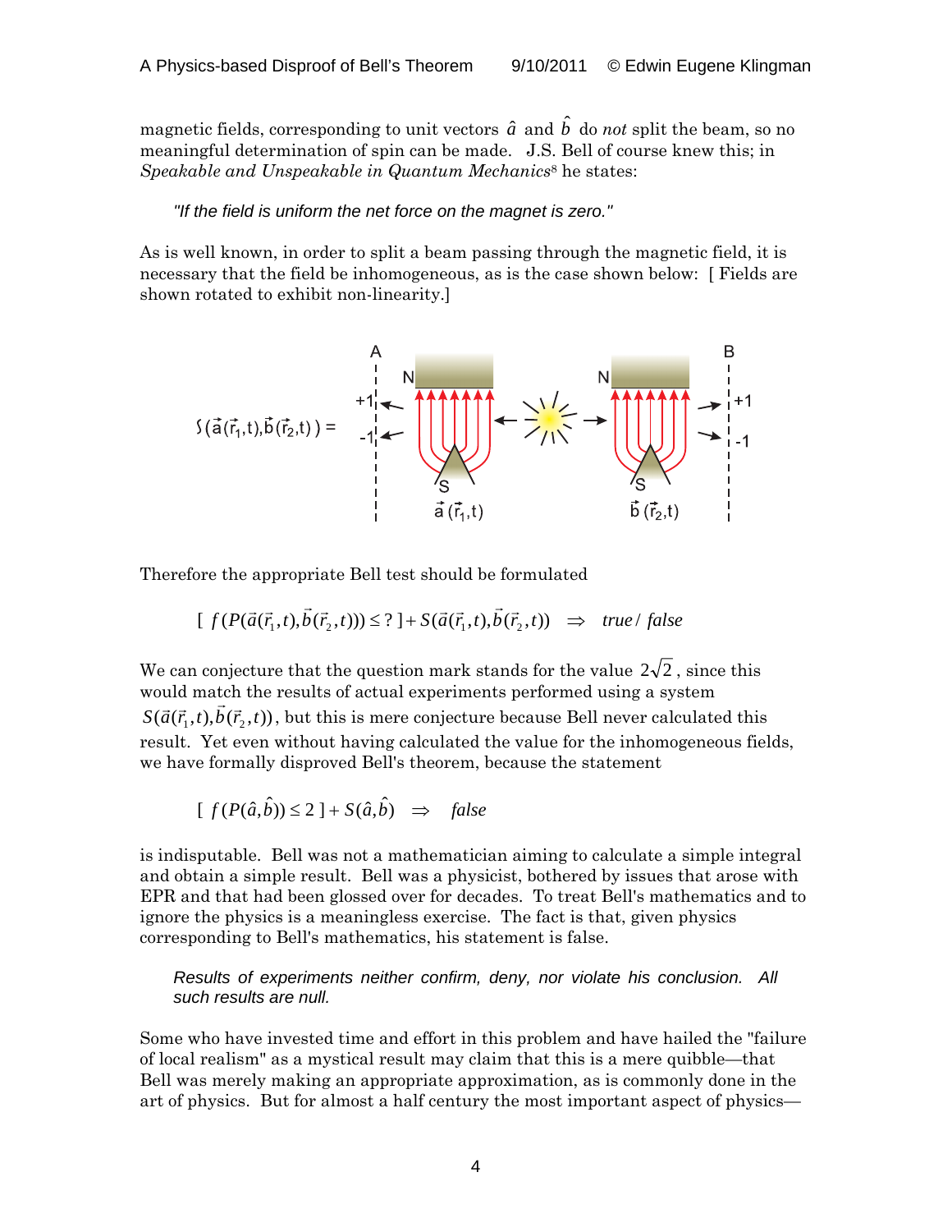magnetic fields, corresponding to unit vectors $\hat{a}$ and $\hat{b}$ do *not* split the beam, so no meaningful determination of spin can be made. J.S. Bell of course knew this; in *Speakable and Unspeakable in Quantum Mechanics*[8] he states:

> *"If the field is uniform the net force on the magnet is zero."*

As is well known, in order to split a beam passing through the magnetic field, it is necessary that the field be inhomogeneous, as is the case shown below: [ Fields are shown rotated to exhibit non-linearity.]

Therefore the appropriate Bell test should be formulated

$$[\ f(P(\vec{a}(\vec{r}_1,t),\vec{b}(\vec{r}_2,t))) \leq ?\ ] + S(\vec{a}(\vec{r}_1,t),\vec{b}(\vec{r}_2,t)) \quad \Rightarrow \quad true\,/\,false$$

We can conjecture that the question mark stands for the value $2\sqrt{2}$, since this would match the results of actual experiments performed using a system $S(\vec{a}(\vec{r}_1,t),\vec{b}(\vec{r}_2,t))$, but this is mere conjecture because Bell never calculated this result. Yet even without having calculated the value for the inhomogeneous fields, we have formally disproved Bell's theorem, because the statement

$$[\ f(P(\hat{a},\hat{b})) \leq 2\ ] + S(\hat{a},\hat{b}) \quad \Rightarrow \quad false$$

is indisputable. Bell was not a mathematician aiming to calculate a simple integral and obtain a simple result. Bell was a physicist, bothered by issues that arose with EPR and that had been glossed over for decades. To treat Bell's mathematics and to ignore the physics is a meaningless exercise. The fact is that, given physics corresponding to Bell's mathematics, his statement is false.

> *Results of experiments neither confirm, deny, nor violate his conclusion. All such results are null.*

Some who have invested time and effort in this problem and have hailed the "failure of local realism" as a mystical result may claim that this is a mere quibble—that Bell was merely making an appropriate approximation, as is commonly done in the art of physics. But for almost a half century the most important aspect of physics—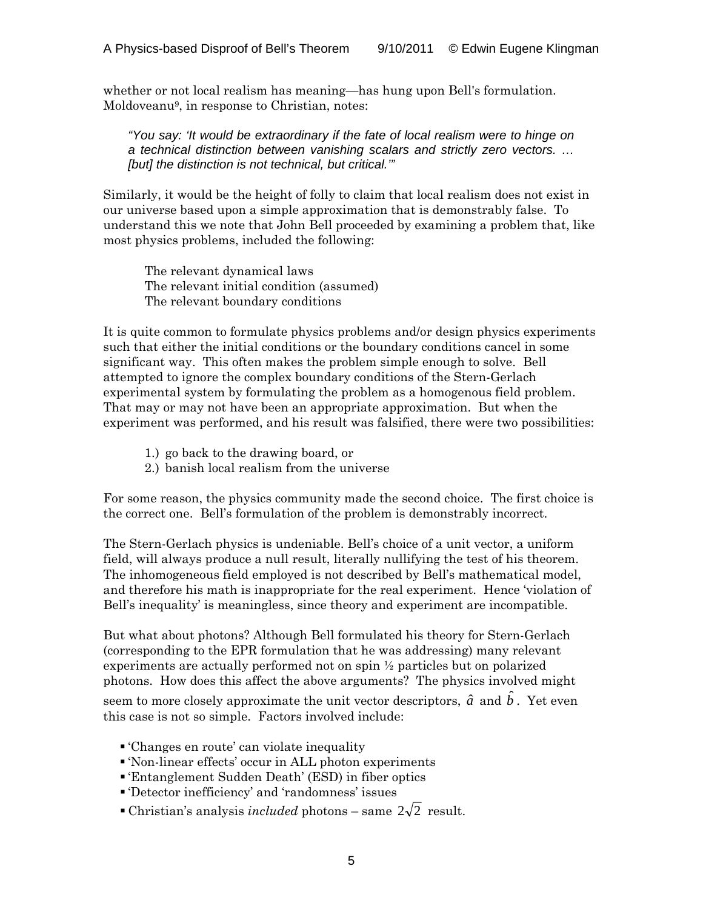whether or not local realism has meaning—has hung upon Bell's formulation. Moldoveanu[9], in response to Christian, notes:

> *"You say: 'It would be extraordinary if the fate of local realism were to hinge on a technical distinction between vanishing scalars and strictly zero vectors. … [but] the distinction is not technical, but critical.'"*

Similarly, it would be the height of folly to claim that local realism does not exist in our universe based upon a simple approximation that is demonstrably false. To understand this we note that John Bell proceeded by examining a problem that, like most physics problems, included the following:

> The relevant dynamical laws
> The relevant initial condition (assumed)
> The relevant boundary conditions

It is quite common to formulate physics problems and/or design physics experiments such that either the initial conditions or the boundary conditions cancel in some significant way. This often makes the problem simple enough to solve. Bell attempted to ignore the complex boundary conditions of the Stern-Gerlach experimental system by formulating the problem as a homogenous field problem. That may or may not have been an appropriate approximation. But when the experiment was performed, and his result was falsified, there were two possibilities:

1.) go back to the drawing board, or
2.) banish local realism from the universe

For some reason, the physics community made the second choice. The first choice is the correct one. Bell's formulation of the problem is demonstrably incorrect.

The Stern-Gerlach physics is undeniable. Bell's choice of a unit vector, a uniform field, will always produce a null result, literally nullifying the test of his theorem. The inhomogeneous field employed is not described by Bell's mathematical model, and therefore his math is inappropriate for the real experiment. Hence 'violation of Bell's inequality' is meaningless, since theory and experiment are incompatible.

But what about photons? Although Bell formulated his theory for Stern-Gerlach (corresponding to the EPR formulation that he was addressing) many relevant experiments are actually performed not on spin ½ particles but on polarized photons. How does this affect the above arguments? The physics involved might seem to more closely approximate the unit vector descriptors, $\hat{a}$ and $\hat{b}$. Yet even this case is not so simple. Factors involved include:

- 'Changes en route' can violate inequality
- 'Non-linear effects' occur in ALL photon experiments
- 'Entanglement Sudden Death' (ESD) in fiber optics
- 'Detector inefficiency' and 'randomness' issues
- Christian's analysis *included* photons – same $2\sqrt{2}$ result.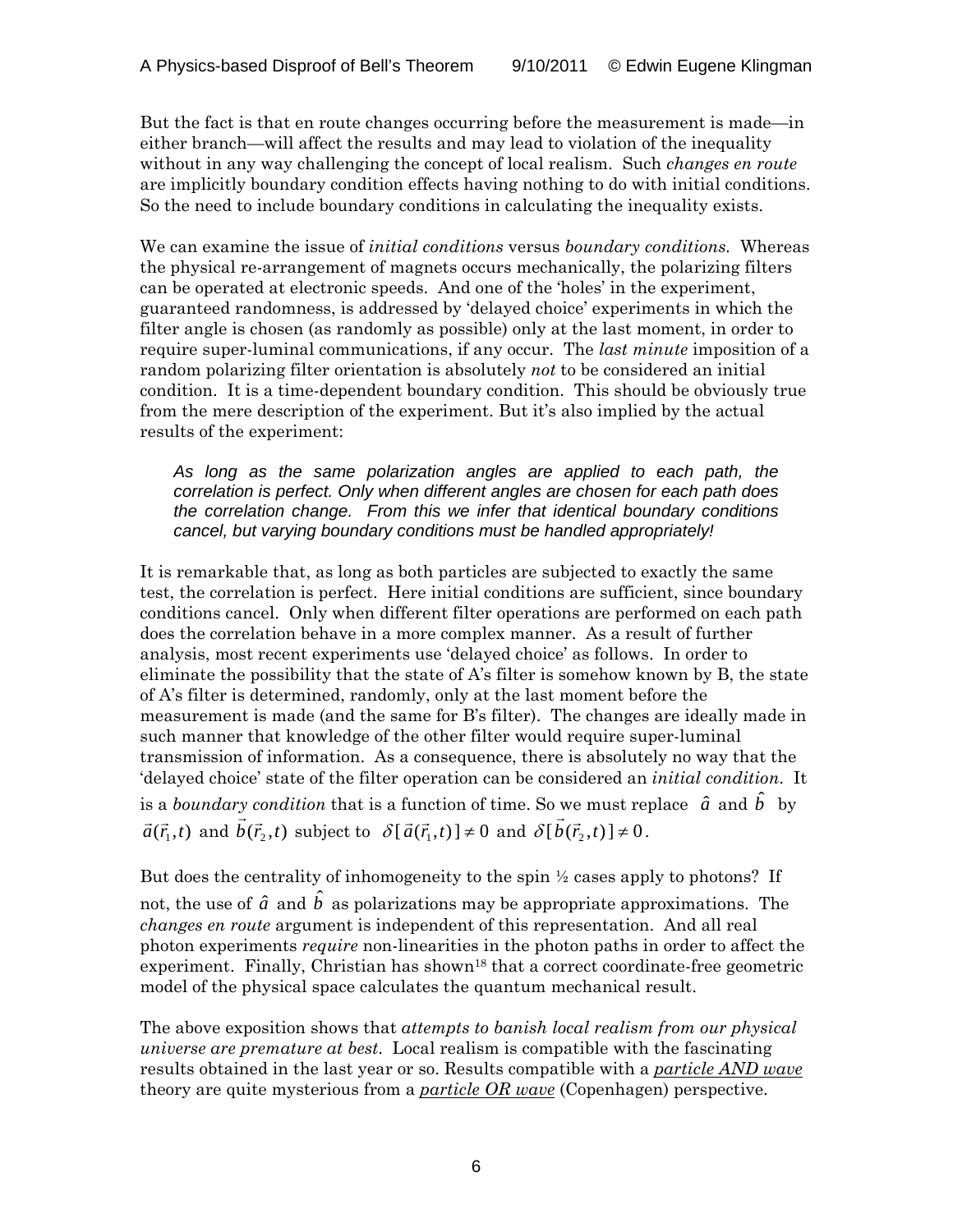But the fact is that en route changes occurring before the measurement is made—in either branch—will affect the results and may lead to violation of the inequality without in any way challenging the concept of local realism. Such *changes en route* are implicitly boundary condition effects having nothing to do with initial conditions. So the need to include boundary conditions in calculating the inequality exists.

We can examine the issue of *initial conditions* versus *boundary conditions.* Whereas the physical re-arrangement of magnets occurs mechanically, the polarizing filters can be operated at electronic speeds. And one of the 'holes' in the experiment, guaranteed randomness, is addressed by 'delayed choice' experiments in which the filter angle is chosen (as randomly as possible) only at the last moment, in order to require super-luminal communications, if any occur. The *last minute* imposition of a random polarizing filter orientation is absolutely *not* to be considered an initial condition. It is a time-dependent boundary condition. This should be obviously true from the mere description of the experiment. But it's also implied by the actual results of the experiment:

> *As long as the same polarization angles are applied to each path, the correlation is perfect. Only when different angles are chosen for each path does the correlation change. From this we infer that identical boundary conditions cancel, but varying boundary conditions must be handled appropriately!*

It is remarkable that, as long as both particles are subjected to exactly the same test, the correlation is perfect. Here initial conditions are sufficient, since boundary conditions cancel. Only when different filter operations are performed on each path does the correlation behave in a more complex manner. As a result of further analysis, most recent experiments use 'delayed choice' as follows. In order to eliminate the possibility that the state of A's filter is somehow known by B, the state of A's filter is determined, randomly, only at the last moment before the measurement is made (and the same for B's filter). The changes are ideally made in such manner that knowledge of the other filter would require super-luminal transmission of information. As a consequence, there is absolutely no way that the 'delayed choice' state of the filter operation can be considered an *initial condition*. It is a *boundary condition* that is a function of time. So we must replace $\hat{a}$ and $\hat{b}$ by $\vec{a}(\vec{r}_1,t)$ and $\vec{b}(\vec{r}_2,t)$ subject to $\delta[\vec{a}(\vec{r}_1,t)] \neq 0$ and $\delta[\vec{b}(\vec{r}_2,t)] \neq 0$.

But does the centrality of inhomogeneity to the spin ½ cases apply to photons? If not, the use of $\hat{a}$ and $\hat{b}$ as polarizations may be appropriate approximations. The *changes en route* argument is independent of this representation. And all real photon experiments *require* non-linearities in the photon paths in order to affect the experiment. Finally, Christian has shown[18] that a correct coordinate-free geometric model of the physical space calculates the quantum mechanical result.

The above exposition shows that *attempts to banish local realism from our physical universe are premature at best*. Local realism is compatible with the fascinating results obtained in the last year or so. Results compatible with a ***particle AND wave*** theory are quite mysterious from a ***particle OR wave*** (Copenhagen) perspective.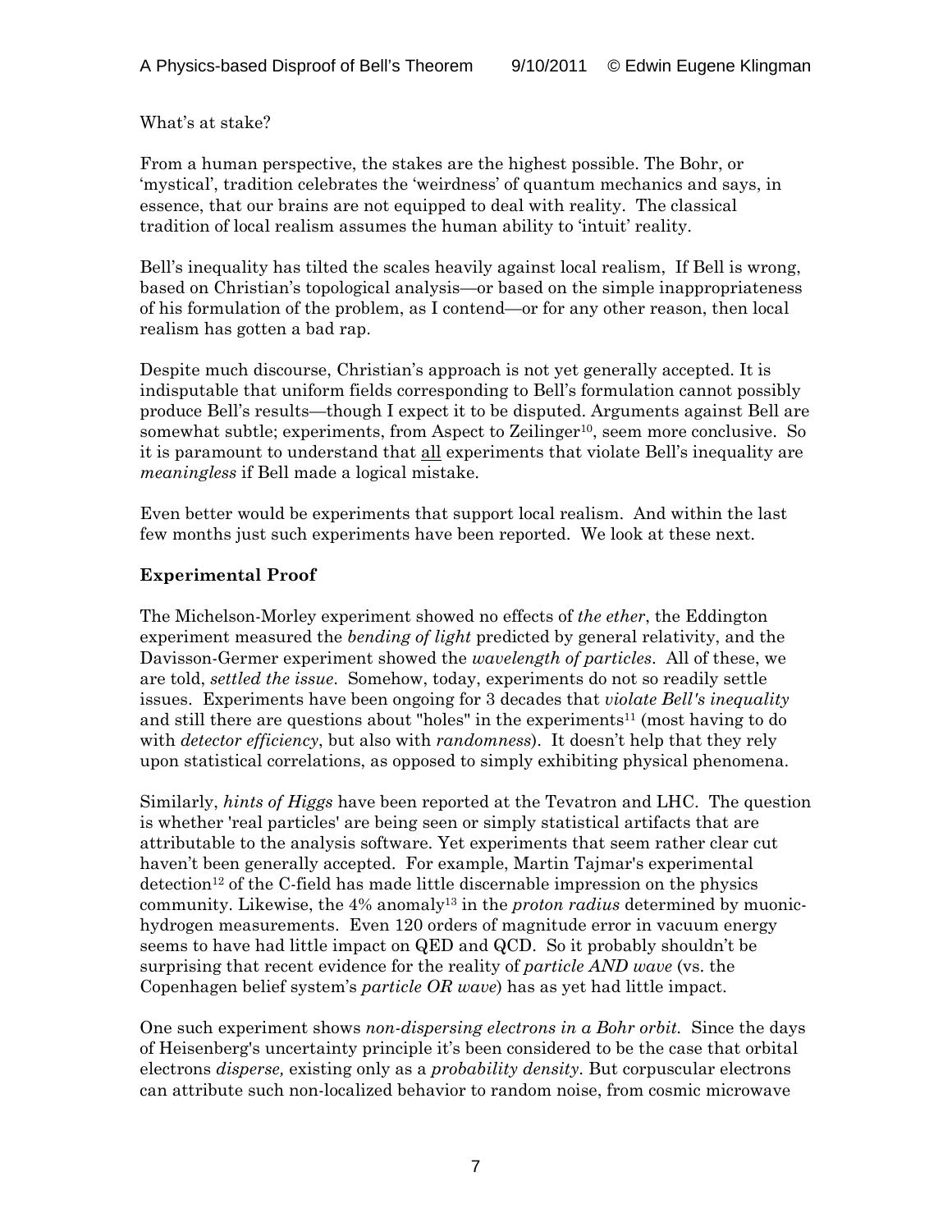What's at stake?

From a human perspective, the stakes are the highest possible. The Bohr, or 'mystical', tradition celebrates the 'weirdness' of quantum mechanics and says, in essence, that our brains are not equipped to deal with reality. The classical tradition of local realism assumes the human ability to 'intuit' reality.

Bell's inequality has tilted the scales heavily against local realism, If Bell is wrong, based on Christian's topological analysis—or based on the simple inappropriateness of his formulation of the problem, as I contend—or for any other reason, then local realism has gotten a bad rap.

Despite much discourse, Christian's approach is not yet generally accepted. It is indisputable that uniform fields corresponding to Bell's formulation cannot possibly produce Bell's results—though I expect it to be disputed. Arguments against Bell are somewhat subtle; experiments, from Aspect to Zeilinger[10], seem more conclusive. So it is paramount to understand that <u>all</u> experiments that violate Bell's inequality are *meaningless* if Bell made a logical mistake.

Even better would be experiments that support local realism. And within the last few months just such experiments have been reported. We look at these next.

## Experimental Proof

The Michelson-Morley experiment showed no effects of *the ether*, the Eddington experiment measured the *bending of light* predicted by general relativity, and the Davisson-Germer experiment showed the *wavelength of particles*. All of these, we are told, *settled the issue*. Somehow, today, experiments do not so readily settle issues. Experiments have been ongoing for 3 decades that *violate Bell's inequality* and still there are questions about "holes" in the experiments[11] (most having to do with *detector efficiency*, but also with *randomness*). It doesn't help that they rely upon statistical correlations, as opposed to simply exhibiting physical phenomena.

Similarly, *hints of Higgs* have been reported at the Tevatron and LHC. The question is whether 'real particles' are being seen or simply statistical artifacts that are attributable to the analysis software. Yet experiments that seem rather clear cut haven't been generally accepted. For example, Martin Tajmar's experimental detection[12] of the C-field has made little discernable impression on the physics community. Likewise, the 4% anomaly[13] in the *proton radius* determined by muonic-hydrogen measurements. Even 120 orders of magnitude error in vacuum energy seems to have had little impact on QED and QCD. So it probably shouldn't be surprising that recent evidence for the reality of *particle AND wave* (vs. the Copenhagen belief system's *particle OR wave*) has as yet had little impact.

One such experiment shows *non-dispersing electrons in a Bohr orbit*. Since the days of Heisenberg's uncertainty principle it's been considered to be the case that orbital electrons *disperse,* existing only as a *probability density*. But corpuscular electrons can attribute such non-localized behavior to random noise, from cosmic microwave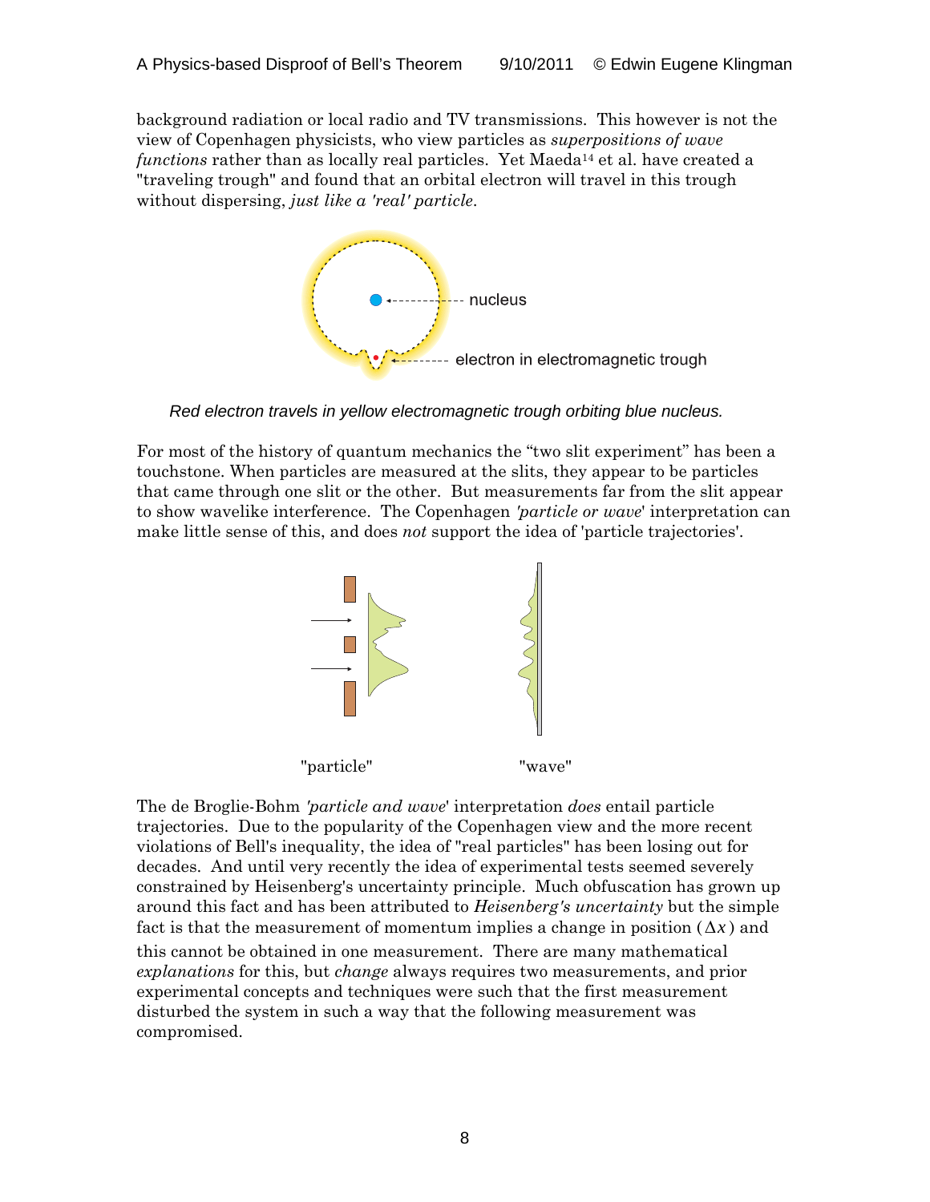background radiation or local radio and TV transmissions. This however is not the view of Copenhagen physicists, who view particles as *superpositions of wave functions* rather than as locally real particles. Yet Maeda[14] et al. have created a "traveling trough" and found that an orbital electron will travel in this trough without dispersing, *just like a 'real' particle*.

nucleus

electron in electromagnetic trough

*Red electron travels in yellow electromagnetic trough orbiting blue nucleus.*

For most of the history of quantum mechanics the "two slit experiment" has been a touchstone. When particles are measured at the slits, they appear to be particles that came through one slit or the other. But measurements far from the slit appear to show wavelike interference. The Copenhagen *'particle or wave'* interpretation can make little sense of this, and does *not* support the idea of 'particle trajectories'.

"particle" "wave"

The de Broglie-Bohm *'particle and wave'* interpretation *does* entail particle trajectories. Due to the popularity of the Copenhagen view and the more recent violations of Bell's inequality, the idea of "real particles" has been losing out for decades. And until very recently the idea of experimental tests seemed severely constrained by Heisenberg's uncertainty principle. Much obfuscation has grown up around this fact and has been attributed to *Heisenberg's uncertainty* but the simple fact is that the measurement of momentum implies a change in position ($\Delta x$) and this cannot be obtained in one measurement. There are many mathematical *explanations* for this, but *change* always requires two measurements, and prior experimental concepts and techniques were such that the first measurement disturbed the system in such a way that the following measurement was compromised.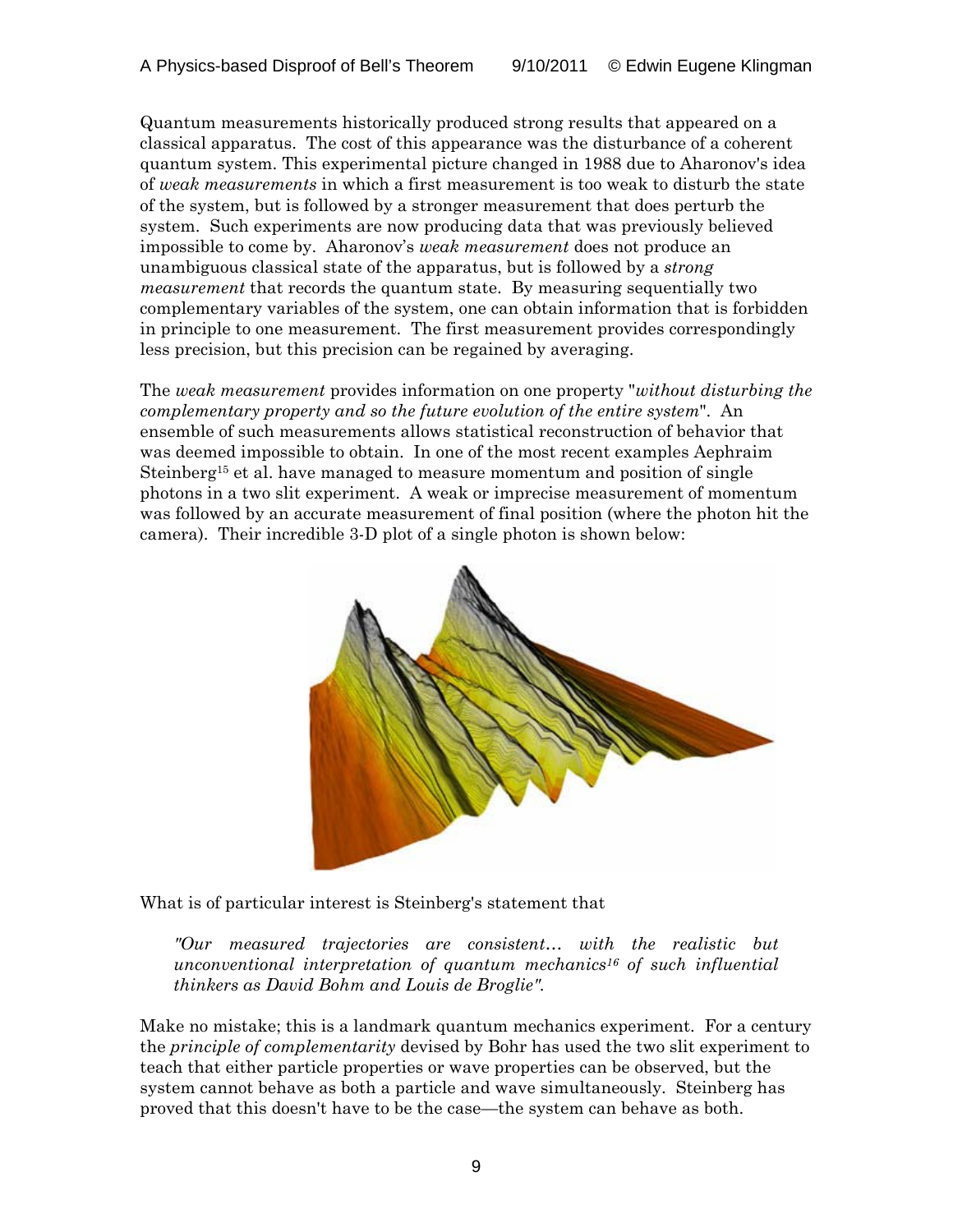Quantum measurements historically produced strong results that appeared on a classical apparatus. The cost of this appearance was the disturbance of a coherent quantum system. This experimental picture changed in 1988 due to Aharonov's idea of *weak measurements* in which a first measurement is too weak to disturb the state of the system, but is followed by a stronger measurement that does perturb the system. Such experiments are now producing data that was previously believed impossible to come by. Aharonov's *weak measurement* does not produce an unambiguous classical state of the apparatus, but is followed by a *strong measurement* that records the quantum state. By measuring sequentially two complementary variables of the system, one can obtain information that is forbidden in principle to one measurement. The first measurement provides correspondingly less precision, but this precision can be regained by averaging.

The *weak measurement* provides information on one property "*without disturbing the complementary property and so the future evolution of the entire system*". An ensemble of such measurements allows statistical reconstruction of behavior that was deemed impossible to obtain. In one of the most recent examples Aephraim Steinberg[15] et al. have managed to measure momentum and position of single photons in a two slit experiment. A weak or imprecise measurement of momentum was followed by an accurate measurement of final position (where the photon hit the camera). Their incredible 3-D plot of a single photon is shown below:

What is of particular interest is Steinberg's statement that

> *"Our measured trajectories are consistent… with the realistic but unconventional interpretation of quantum mechanics[16] of such influential thinkers as David Bohm and Louis de Broglie".*

Make no mistake; this is a landmark quantum mechanics experiment. For a century the *principle of complementarity* devised by Bohr has used the two slit experiment to teach that either particle properties or wave properties can be observed, but the system cannot behave as both a particle and wave simultaneously. Steinberg has proved that this doesn't have to be the case—the system can behave as both.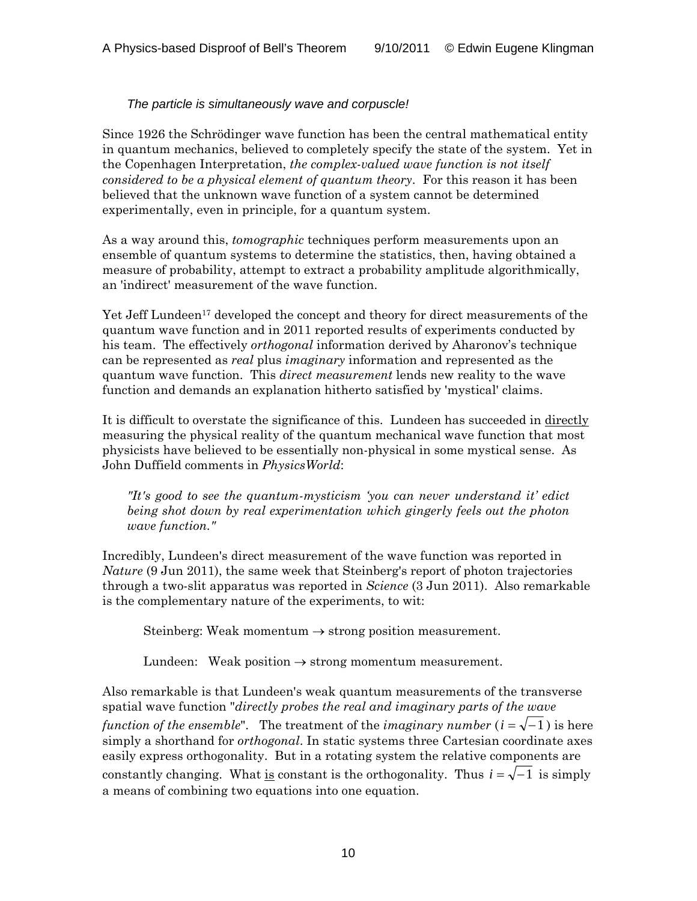*The particle is simultaneously wave and corpuscle!*

Since 1926 the Schrödinger wave function has been the central mathematical entity in quantum mechanics, believed to completely specify the state of the system. Yet in the Copenhagen Interpretation, *the complex-valued wave function is not itself considered to be a physical element of quantum theory*. For this reason it has been believed that the unknown wave function of a system cannot be determined experimentally, even in principle, for a quantum system.

As a way around this, *tomographic* techniques perform measurements upon an ensemble of quantum systems to determine the statistics, then, having obtained a measure of probability, attempt to extract a probability amplitude algorithmically, an 'indirect' measurement of the wave function.

Yet Jeff Lundeen[17] developed the concept and theory for direct measurements of the quantum wave function and in 2011 reported results of experiments conducted by his team. The effectively *orthogonal* information derived by Aharonov's technique can be represented as *real* plus *imaginary* information and represented as the quantum wave function. This *direct measurement* lends new reality to the wave function and demands an explanation hitherto satisfied by 'mystical' claims.

It is difficult to overstate the significance of this. Lundeen has succeeded in directly measuring the physical reality of the quantum mechanical wave function that most physicists have believed to be essentially non-physical in some mystical sense. As John Duffield comments in *PhysicsWorld*:

> *"It's good to see the quantum-mysticism 'you can never understand it' edict being shot down by real experimentation which gingerly feels out the photon wave function."*

Incredibly, Lundeen's direct measurement of the wave function was reported in *Nature* (9 Jun 2011), the same week that Steinberg's report of photon trajectories through a two-slit apparatus was reported in *Science* (3 Jun 2011). Also remarkable is the complementary nature of the experiments, to wit:

Steinberg: Weak momentum $\rightarrow$ strong position measurement.

Lundeen: Weak position $\rightarrow$ strong momentum measurement.

Also remarkable is that Lundeen's weak quantum measurements of the transverse spatial wave function "*directly probes the real and imaginary parts of the wave function of the ensemble*". The treatment of the *imaginary number* ($i = \sqrt{-1}$) is here simply a shorthand for *orthogonal*. In static systems three Cartesian coordinate axes easily express orthogonality. But in a rotating system the relative components are constantly changing. What is constant is the orthogonality. Thus $i = \sqrt{-1}$ is simply a means of combining two equations into one equation.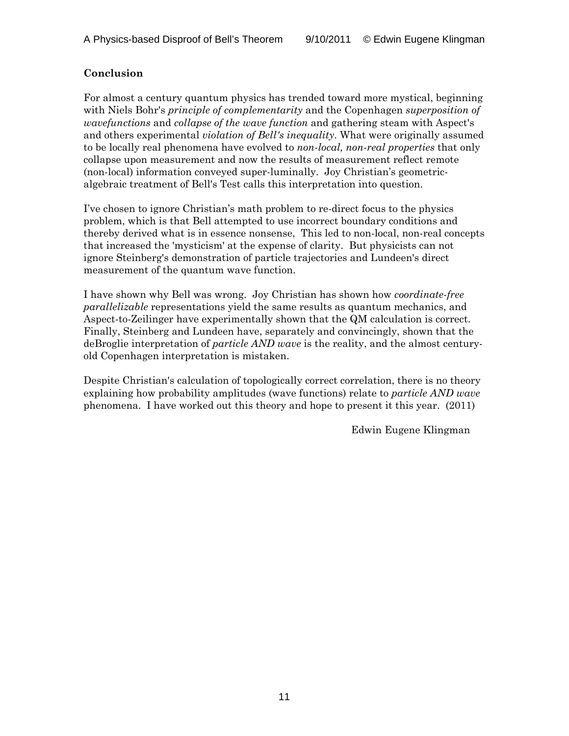**Conclusion**

For almost a century quantum physics has trended toward more mystical, beginning with Niels Bohr's *principle of complementarity* and the Copenhagen *superposition of wavefunctions* and *collapse of the wave function* and gathering steam with Aspect's and others experimental *violation of Bell's inequality*. What were originally assumed to be locally real phenomena have evolved to *non-local, non-real properties* that only collapse upon measurement and now the results of measurement reflect remote (non-local) information conveyed super-luminally. Joy Christian's geometric-algebraic treatment of Bell's Test calls this interpretation into question.

I've chosen to ignore Christian's math problem to re-direct focus to the physics problem, which is that Bell attempted to use incorrect boundary conditions and thereby derived what is in essence nonsense, This led to non-local, non-real concepts that increased the 'mysticism' at the expense of clarity. But physicists can not ignore Steinberg's demonstration of particle trajectories and Lundeen's direct measurement of the quantum wave function.

I have shown why Bell was wrong. Joy Christian has shown how *coordinate-free parallelizable* representations yield the same results as quantum mechanics, and Aspect-to-Zeilinger have experimentally shown that the QM calculation is correct. Finally, Steinberg and Lundeen have, separately and convincingly, shown that the deBroglie interpretation of *particle AND wave* is the reality, and the almost century-old Copenhagen interpretation is mistaken.

Despite Christian's calculation of topologically correct correlation, there is no theory explaining how probability amplitudes (wave functions) relate to *particle AND wave* phenomena. I have worked out this theory and hope to present it this year. (2011)

Edwin Eugene Klingman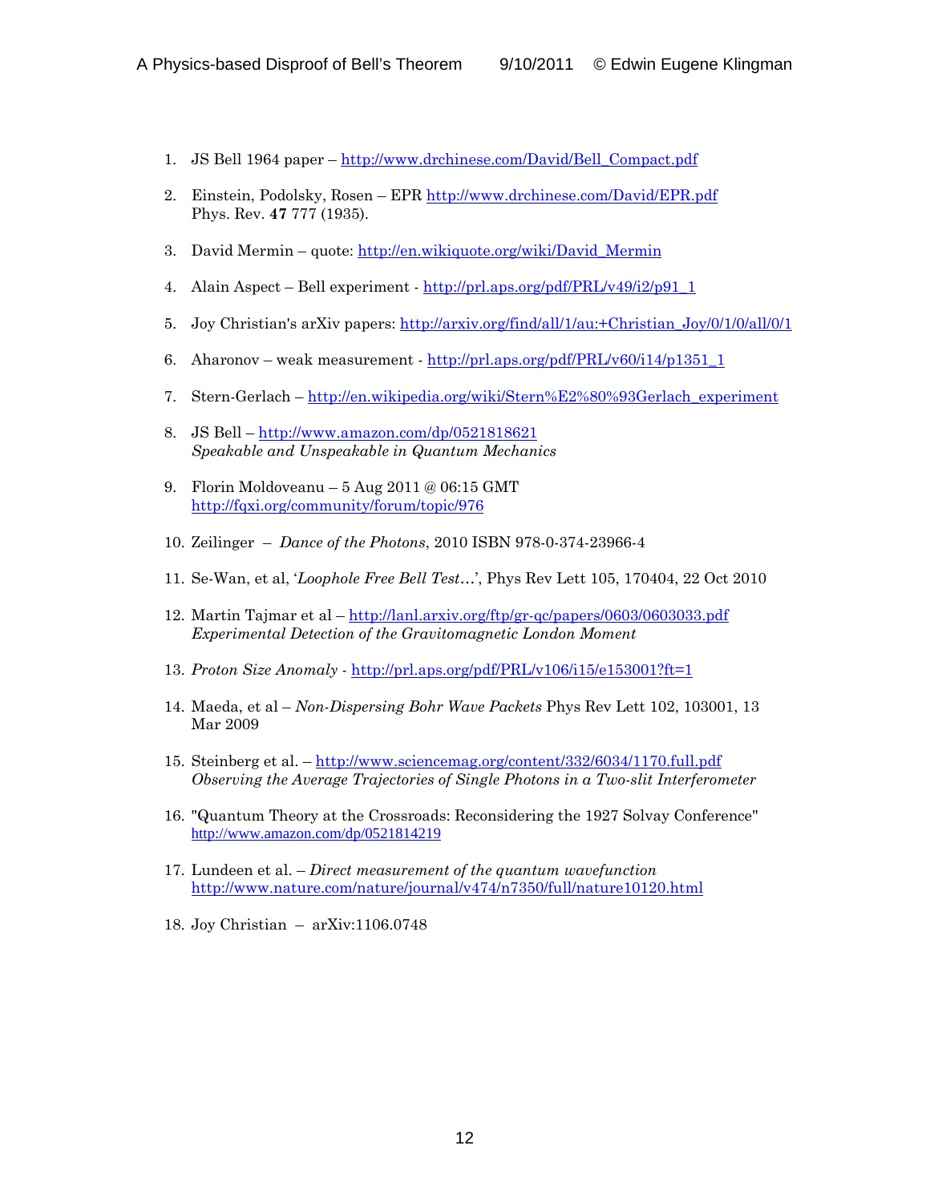1. JS Bell 1964 paper – http://www.drchinese.com/David/Bell_Compact.pdf
2. Einstein, Podolsky, Rosen – EPR http://www.drchinese.com/David/EPR.pdf
   Phys. Rev. **47** 777 (1935).
3. David Mermin – quote: http://en.wikiquote.org/wiki/David_Mermin
4. Alain Aspect – Bell experiment - http://prl.aps.org/pdf/PRL/v49/i2/p91_1
5. Joy Christian's arXiv papers: http://arxiv.org/find/all/1/au:+Christian_Joy/0/1/0/all/0/1
6. Aharonov – weak measurement - http://prl.aps.org/pdf/PRL/v60/i14/p1351_1
7. Stern-Gerlach – http://en.wikipedia.org/wiki/Stern%E2%80%93Gerlach_experiment
8. JS Bell – http://www.amazon.com/dp/0521818621
   *Speakable and Unspeakable in Quantum Mechanics*
9. Florin Moldoveanu – 5 Aug 2011 @ 06:15 GMT
   http://fqxi.org/community/forum/topic/976
10. Zeilinger – *Dance of the Photons*, 2010 ISBN 978-0-374-23966-4
11. Se-Wan, et al, '*Loophole Free Bell Test…*', Phys Rev Lett 105, 170404, 22 Oct 2010
12. Martin Tajmar et al – http://lanl.arxiv.org/ftp/gr-qc/papers/0603/0603033.pdf
    *Experimental Detection of the Gravitomagnetic London Moment*
13. *Proton Size Anomaly* - http://prl.aps.org/pdf/PRL/v106/i15/e153001?ft=1
14. Maeda, et al – *Non-Dispersing Bohr Wave Packets* Phys Rev Lett 102, 103001, 13 Mar 2009
15. Steinberg et al. – http://www.sciencemag.org/content/332/6034/1170.full.pdf
    *Observing the Average Trajectories of Single Photons in a Two-slit Interferometer*
16. "Quantum Theory at the Crossroads: Reconsidering the 1927 Solvay Conference"
    http://www.amazon.com/dp/0521814219
17. Lundeen et al. – *Direct measurement of the quantum wavefunction*
    http://www.nature.com/nature/journal/v474/n7350/full/nature10120.html
18. Joy Christian – arXiv:1106.0748